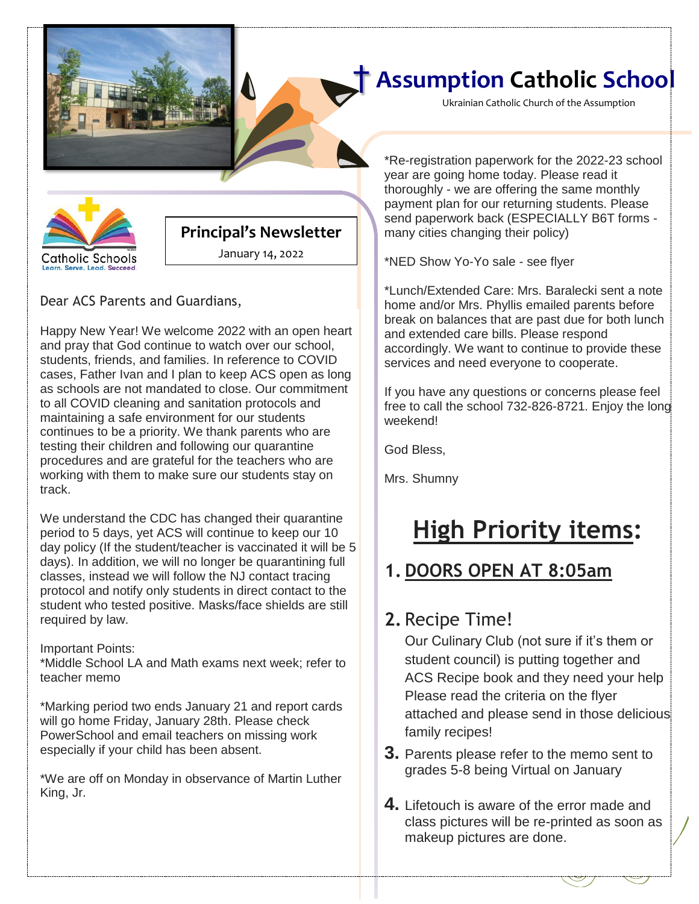# † Assumption Catholic School

Ukrainian Catholic Church of the Assumption

Catholic Schools
Learn. Serve. Lead. Succeed.

## Principal's Newsletter

January 14, 2022

Dear ACS Parents and Guardians,

Happy New Year! We welcome 2022 with an open heart and pray that God continue to watch over our school, students, friends, and families. In reference to COVID cases, Father Ivan and I plan to keep ACS open as long as schools are not mandated to close. Our commitment to all COVID cleaning and sanitation protocols and maintaining a safe environment for our students continues to be a priority. We thank parents who are testing their children and following our quarantine procedures and are grateful for the teachers who are working with them to make sure our students stay on track.

We understand the CDC has changed their quarantine period to 5 days, yet ACS will continue to keep our 10 day policy (If the student/teacher is vaccinated it will be 5 days). In addition, we will no longer be quarantining full classes, instead we will follow the NJ contact tracing protocol and notify only students in direct contact to the student who tested positive. Masks/face shields are still required by law.

Important Points:
*Middle School LA and Math exams next week; refer to teacher memo

*Marking period two ends January 21 and report cards will go home Friday, January 28th. Please check PowerSchool and email teachers on missing work especially if your child has been absent.

*We are off on Monday in observance of Martin Luther King, Jr.

*Re-registration paperwork for the 2022-23 school year are going home today. Please read it thoroughly - we are offering the same monthly payment plan for our returning students. Please send paperwork back (ESPECIALLY B6T forms - many cities changing their policy)

*NED Show Yo-Yo sale - see flyer

*Lunch/Extended Care: Mrs. Baralecki sent a note home and/or Mrs. Phyllis emailed parents before break on balances that are past due for both lunch and extended care bills. Please respond accordingly. We want to continue to provide these services and need everyone to cooperate.

If you have any questions or concerns please feel free to call the school 732-826-8721. Enjoy the long weekend!

God Bless,

Mrs. Shumny

## High Priority items:

1. **DOORS OPEN AT 8:05am**

2. Recipe Time!
   Our Culinary Club (not sure if it's them or student council) is putting together and ACS Recipe book and they need your help Please read the criteria on the flyer attached and please send in those delicious family recipes!

3. Parents please refer to the memo sent to grades 5-8 being Virtual on January

4. Lifetouch is aware of the error made and class pictures will be re-printed as soon as makeup pictures are done.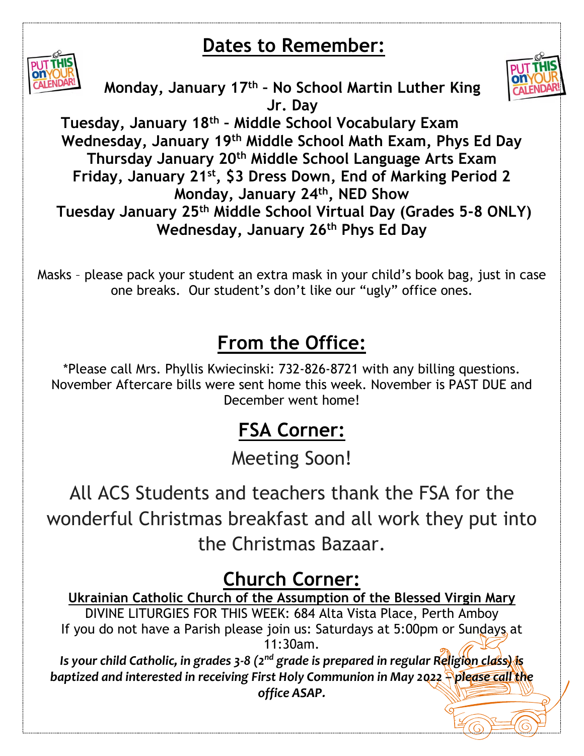## Dates to Remember:

**Monday, January 17th – No School Martin Luther King Jr. Day**
**Tuesday, January 18th – Middle School Vocabulary Exam**
**Wednesday, January 19th Middle School Math Exam, Phys Ed Day**
**Thursday January 20th Middle School Language Arts Exam**
**Friday, January 21st, $3 Dress Down, End of Marking Period 2**
**Monday, January 24th, NED Show**
**Tuesday January 25th Middle School Virtual Day (Grades 5-8 ONLY)**
**Wednesday, January 26th Phys Ed Day**

Masks – please pack your student an extra mask in your child's book bag, just in case one breaks. Our student's don't like our "ugly" office ones.

## From the Office:

*Please call Mrs. Phyllis Kwiecinski: 732-826-8721 with any billing questions. November Aftercare bills were sent home this week. November is PAST DUE and December went home!

## FSA Corner:

Meeting Soon!

All ACS Students and teachers thank the FSA for the wonderful Christmas breakfast and all work they put into the Christmas Bazaar.

## Church Corner:

**Ukrainian Catholic Church of the Assumption of the Blessed Virgin Mary**

DIVINE LITURGIES FOR THIS WEEK: 684 Alta Vista Place, Perth Amboy
If you do not have a Parish please join us: Saturdays at 5:00pm or Sundays at 11:30am.

***Is your child Catholic, in grades 3-8 (2nd grade is prepared in regular Religion class) is baptized and interested in receiving First Holy Communion in May 2022 – please call the office ASAP.***